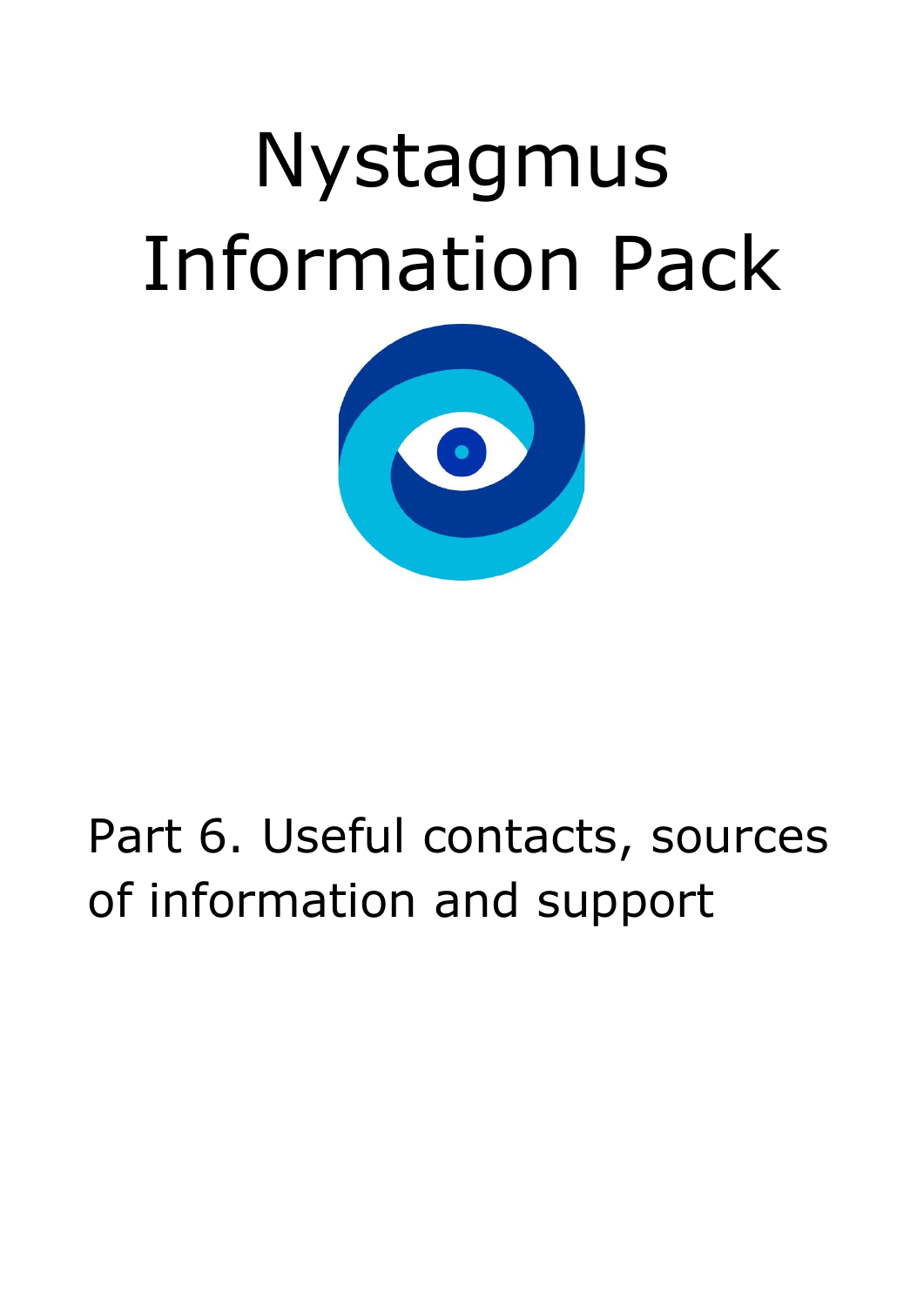# Nystagmus Information Pack

## Part 6. Useful contacts, sources of information and support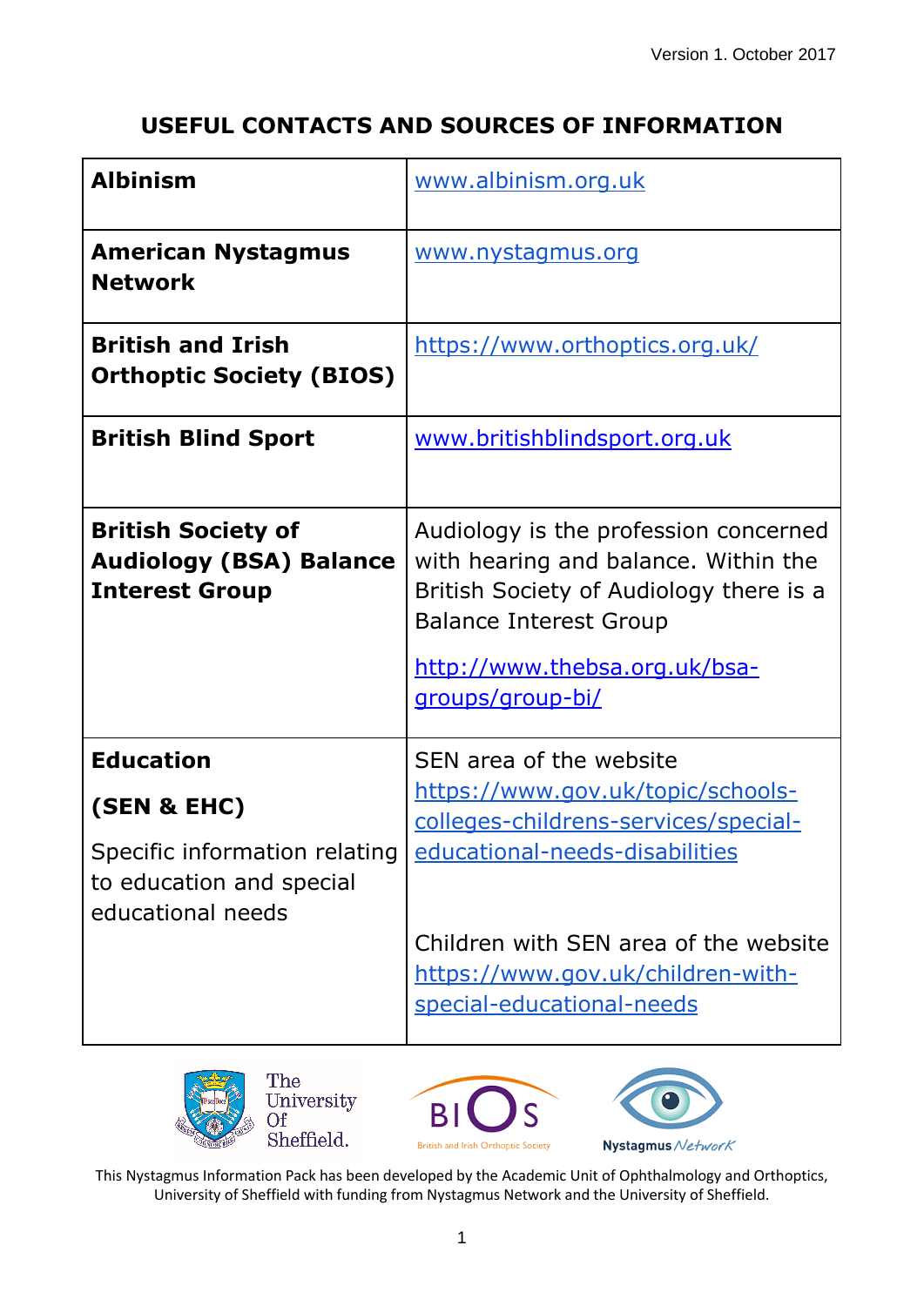## USEFUL CONTACTS AND SOURCES OF INFORMATION

| | |
|---|---|
| **Albinism** | www.albinism.org.uk |
| **American Nystagmus Network** | www.nystagmus.org |
| **British and Irish Orthoptic Society (BIOS)** | https://www.orthoptics.org.uk/ |
| **British Blind Sport** | www.britishblindsport.org.uk |
| **British Society of Audiology (BSA) Balance Interest Group** | Audiology is the profession concerned with hearing and balance. Within the British Society of Audiology there is a Balance Interest Group<br><br>http://www.thebsa.org.uk/bsa-groups/group-bi/ |
| **Education**<br><br>**(SEN & EHC)**<br><br>Specific information relating to education and special educational needs | SEN area of the website https://www.gov.uk/topic/schools-colleges-childrens-services/special-educational-needs-disabilities<br><br>Children with SEN area of the website https://www.gov.uk/children-with-special-educational-needs |

This Nystagmus Information Pack has been developed by the Academic Unit of Ophthalmology and Orthoptics, University of Sheffield with funding from Nystagmus Network and the University of Sheffield.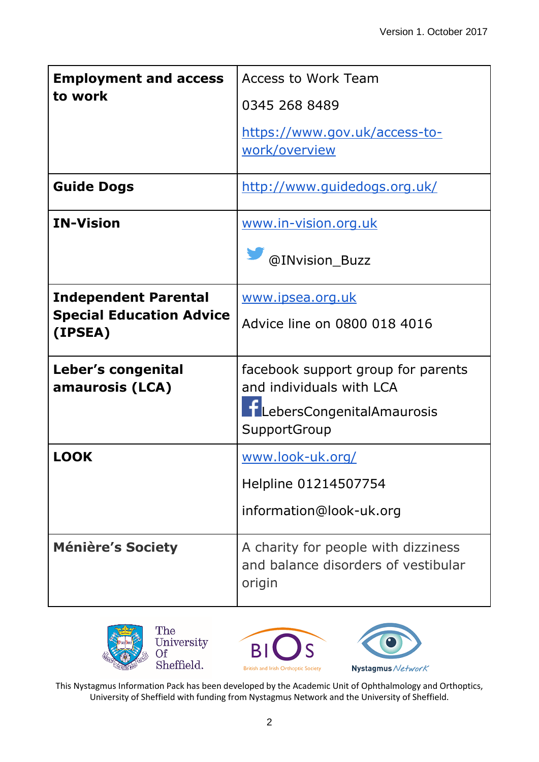| | |
|---|---|
| **Employment and access to work** | Access to Work Team<br>0345 268 8489<br>https://www.gov.uk/access-to-work/overview |
| **Guide Dogs** | http://www.guidedogs.org.uk/ |
| **IN-Vision** | www.in-vision.org.uk<br>@INvision_Buzz |
| **Independent Parental Special Education Advice (IPSEA)** | www.ipsea.org.uk<br>Advice line on 0800 018 4016 |
| **Leber's congenital amaurosis (LCA)** | facebook support group for parents and individuals with LCA<br>LebersCongenitalAmaurosis SupportGroup |
| **LOOK** | www.look-uk.org/<br>Helpline 01214507754<br>information@look-uk.org |
| **Ménière's Society** | A charity for people with dizziness and balance disorders of vestibular origin |

This Nystagmus Information Pack has been developed by the Academic Unit of Ophthalmology and Orthoptics, University of Sheffield with funding from Nystagmus Network and the University of Sheffield.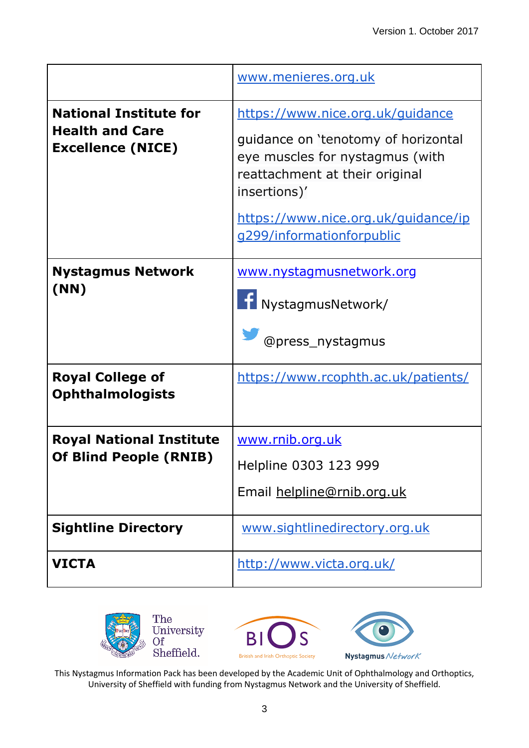| | |
|---|---|
| | www.menieres.org.uk |
| **National Institute for Health and Care Excellence (NICE)** | https://www.nice.org.uk/guidance<br>guidance on 'tenotomy of horizontal eye muscles for nystagmus (with reattachment at their original insertions)'<br>https://www.nice.org.uk/guidance/ipg299/informationforpublic |
| **Nystagmus Network (NN)** | www.nystagmusnetwork.org<br>NystagmusNetwork/<br>@press_nystagmus |
| **Royal College of Ophthalmologists** | https://www.rcophth.ac.uk/patients/ |
| **Royal National Institute Of Blind People (RNIB)** | www.rnib.org.uk<br>Helpline 0303 123 999<br>Email helpline@rnib.org.uk |
| **Sightline Directory** | www.sightlinedirectory.org.uk |
| **VICTA** | http://www.victa.org.uk/ |

This Nystagmus Information Pack has been developed by the Academic Unit of Ophthalmology and Orthoptics, University of Sheffield with funding from Nystagmus Network and the University of Sheffield.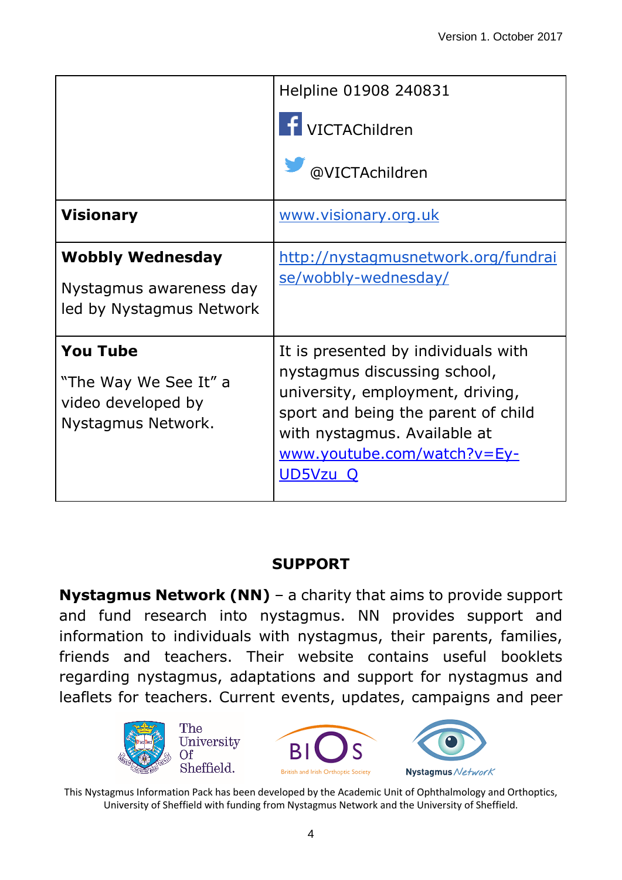| | |
|---|---|
| | Helpline 01908 240831<br><br>VICTAChildren<br><br>@VICTAchildren |
| **Visionary** | www.visionary.org.uk |
| **Wobbly Wednesday**<br><br>Nystagmus awareness day led by Nystagmus Network | http://nystagmusnetwork.org/fundraise/wobbly-wednesday/ |
| **You Tube**<br><br>"The Way We See It" a video developed by Nystagmus Network. | It is presented by individuals with nystagmus discussing school, university, employment, driving, sport and being the parent of child with nystagmus. Available at www.youtube.com/watch?v=Ey-UD5Vzu_Q |

## SUPPORT

**Nystagmus Network (NN)** – a charity that aims to provide support and fund research into nystagmus. NN provides support and information to individuals with nystagmus, their parents, families, friends and teachers. Their website contains useful booklets regarding nystagmus, adaptations and support for nystagmus and leaflets for teachers. Current events, updates, campaigns and peer

This Nystagmus Information Pack has been developed by the Academic Unit of Ophthalmology and Orthoptics, University of Sheffield with funding from Nystagmus Network and the University of Sheffield.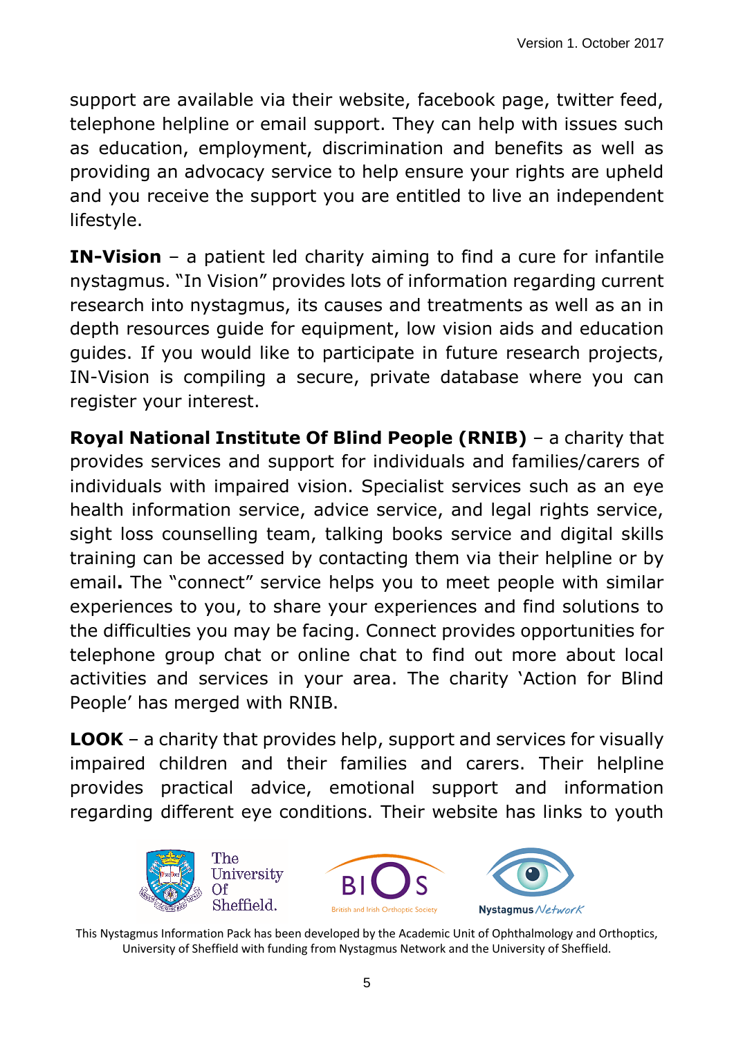support are available via their website, facebook page, twitter feed, telephone helpline or email support. They can help with issues such as education, employment, discrimination and benefits as well as providing an advocacy service to help ensure your rights are upheld and you receive the support you are entitled to live an independent lifestyle.

**IN-Vision** – a patient led charity aiming to find a cure for infantile nystagmus. "In Vision" provides lots of information regarding current research into nystagmus, its causes and treatments as well as an in depth resources guide for equipment, low vision aids and education guides. If you would like to participate in future research projects, IN-Vision is compiling a secure, private database where you can register your interest.

**Royal National Institute Of Blind People (RNIB)** – a charity that provides services and support for individuals and families/carers of individuals with impaired vision. Specialist services such as an eye health information service, advice service, and legal rights service, sight loss counselling team, talking books service and digital skills training can be accessed by contacting them via their helpline or by email**.** The "connect" service helps you to meet people with similar experiences to you, to share your experiences and find solutions to the difficulties you may be facing. Connect provides opportunities for telephone group chat or online chat to find out more about local activities and services in your area. The charity 'Action for Blind People' has merged with RNIB.

**LOOK** – a charity that provides help, support and services for visually impaired children and their families and carers. Their helpline provides practical advice, emotional support and information regarding different eye conditions. Their website has links to youth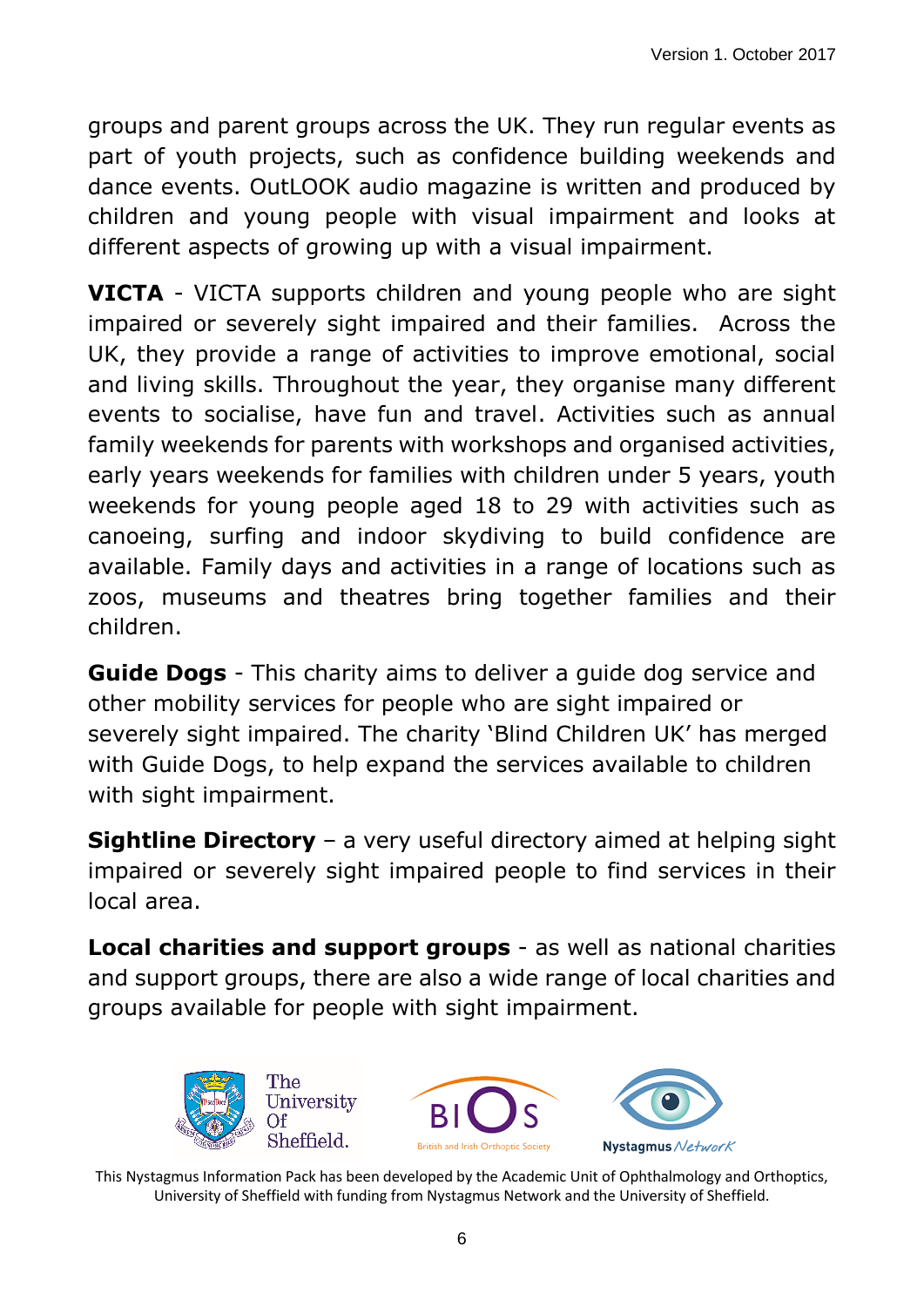groups and parent groups across the UK. They run regular events as part of youth projects, such as confidence building weekends and dance events. OutLOOK audio magazine is written and produced by children and young people with visual impairment and looks at different aspects of growing up with a visual impairment.

**VICTA** - VICTA supports children and young people who are sight impaired or severely sight impaired and their families. Across the UK, they provide a range of activities to improve emotional, social and living skills. Throughout the year, they organise many different events to socialise, have fun and travel. Activities such as annual family weekends for parents with workshops and organised activities, early years weekends for families with children under 5 years, youth weekends for young people aged 18 to 29 with activities such as canoeing, surfing and indoor skydiving to build confidence are available. Family days and activities in a range of locations such as zoos, museums and theatres bring together families and their children.

**Guide Dogs** - This charity aims to deliver a guide dog service and other mobility services for people who are sight impaired or severely sight impaired. The charity 'Blind Children UK' has merged with Guide Dogs, to help expand the services available to children with sight impairment.

**Sightline Directory** – a very useful directory aimed at helping sight impaired or severely sight impaired people to find services in their local area.

**Local charities and support groups** - as well as national charities and support groups, there are also a wide range of local charities and groups available for people with sight impairment.

This Nystagmus Information Pack has been developed by the Academic Unit of Ophthalmology and Orthoptics, University of Sheffield with funding from Nystagmus Network and the University of Sheffield.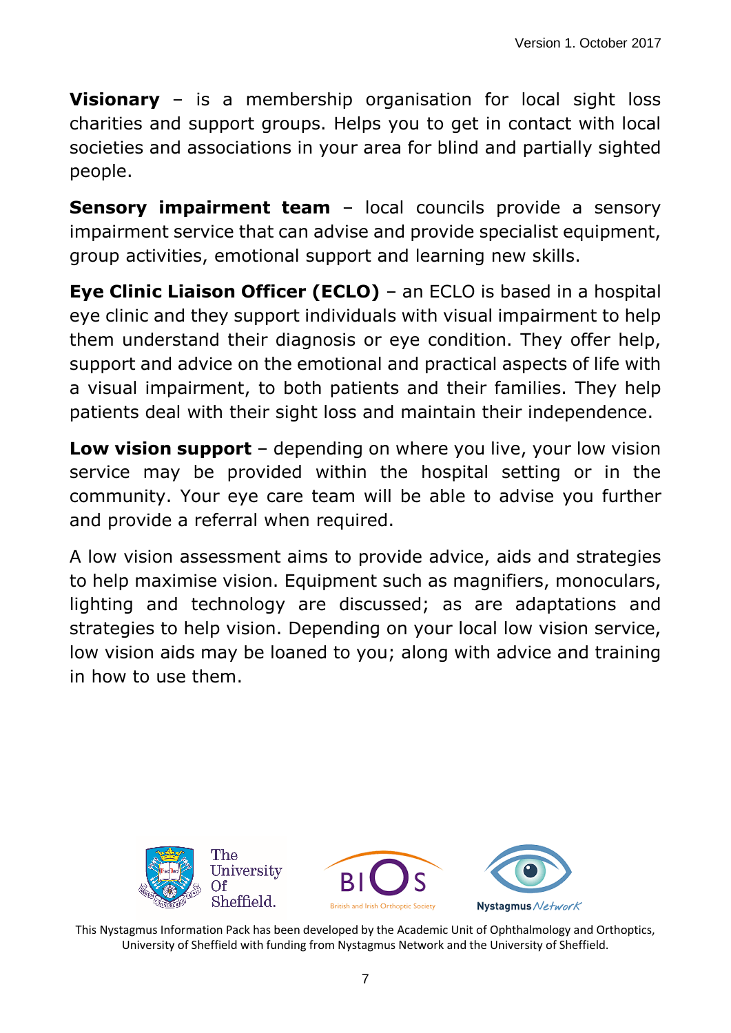**Visionary** – is a membership organisation for local sight loss charities and support groups. Helps you to get in contact with local societies and associations in your area for blind and partially sighted people.

**Sensory impairment team** – local councils provide a sensory impairment service that can advise and provide specialist equipment, group activities, emotional support and learning new skills.

**Eye Clinic Liaison Officer (ECLO)** – an ECLO is based in a hospital eye clinic and they support individuals with visual impairment to help them understand their diagnosis or eye condition. They offer help, support and advice on the emotional and practical aspects of life with a visual impairment, to both patients and their families. They help patients deal with their sight loss and maintain their independence.

**Low vision support** – depending on where you live, your low vision service may be provided within the hospital setting or in the community. Your eye care team will be able to advise you further and provide a referral when required.

A low vision assessment aims to provide advice, aids and strategies to help maximise vision. Equipment such as magnifiers, monoculars, lighting and technology are discussed; as are adaptations and strategies to help vision. Depending on your local low vision service, low vision aids may be loaned to you; along with advice and training in how to use them.

This Nystagmus Information Pack has been developed by the Academic Unit of Ophthalmology and Orthoptics, University of Sheffield with funding from Nystagmus Network and the University of Sheffield.